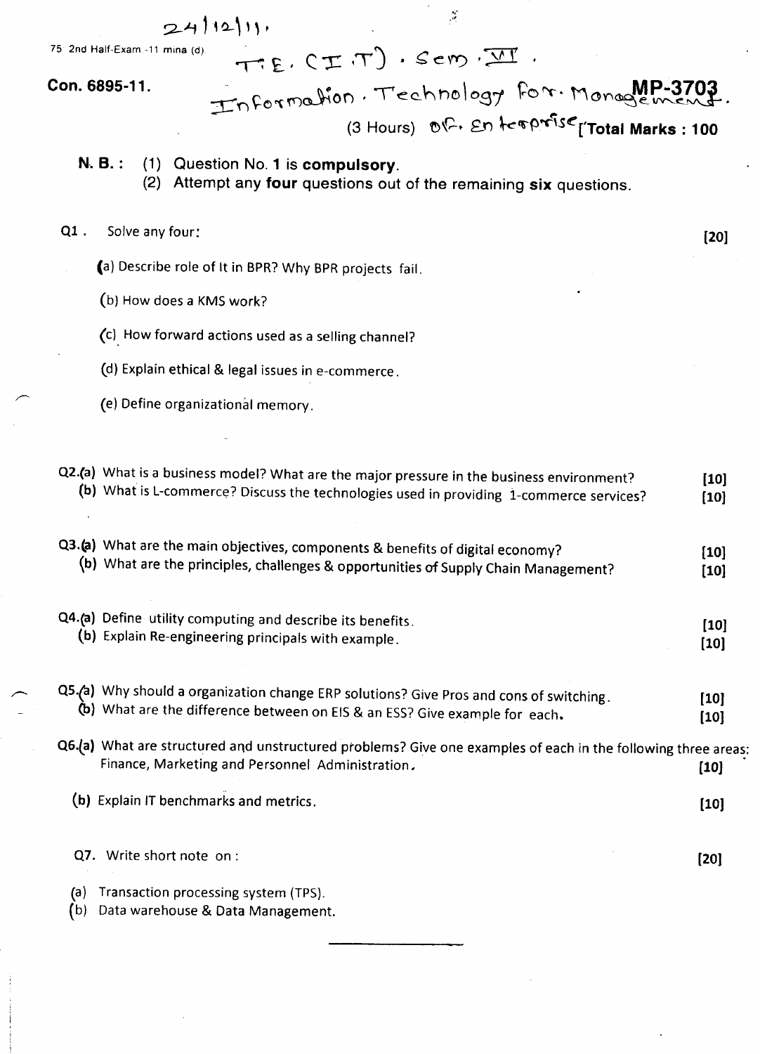24/12/11.

75 2nd Half-Exam -11 mina (d)

T.E. (I.T) . Sem. VI .

**Con. 6895-11.**

Information . Technology for. Management of. Enterprise **MP-3703**

(3 Hours) **[Total Marks : 100**

**N. B. :** (1) Question No. 1 is **compulsory**.
(2) Attempt any **four** questions out of the remaining **six** questions.

**Q1.** Solve any four: **[20]**

(a) Describe role of It in BPR? Why BPR projects fail.

(b) How does a KMS work?

(c) How forward actions used as a selling channel?

(d) Explain ethical & legal issues in e-commerce.

(e) Define organizational memory.

**Q2.(a)** What is a business model? What are the major pressure in the business environment? **[10]**

**(b)** What is L-commerce? Discuss the technologies used in providing 1-commerce services? **[10]**

**Q3.(a)** What are the main objectives, components & benefits of digital economy? **[10]**

**(b)** What are the principles, challenges & opportunities of Supply Chain Management? **[10]**

**Q4.(a)** Define utility computing and describe its benefits. **[10]**

**(b)** Explain Re-engineering principals with example. **[10]**

**Q5.(a)** Why should a organization change ERP solutions? Give Pros and cons of switching. **[10]**

**(b)** What are the difference between on EIS & an ESS? Give example for each. **[10]**

**Q6.(a)** What are structured and unstructured problems? Give one examples of each in the following three areas: Finance, Marketing and Personnel Administration. **[10]**

**(b)** Explain IT benchmarks and metrics. **[10]**

**Q7.** Write short note on : **[20]**

(a) Transaction processing system (TPS).

(b) Data warehouse & Data Management.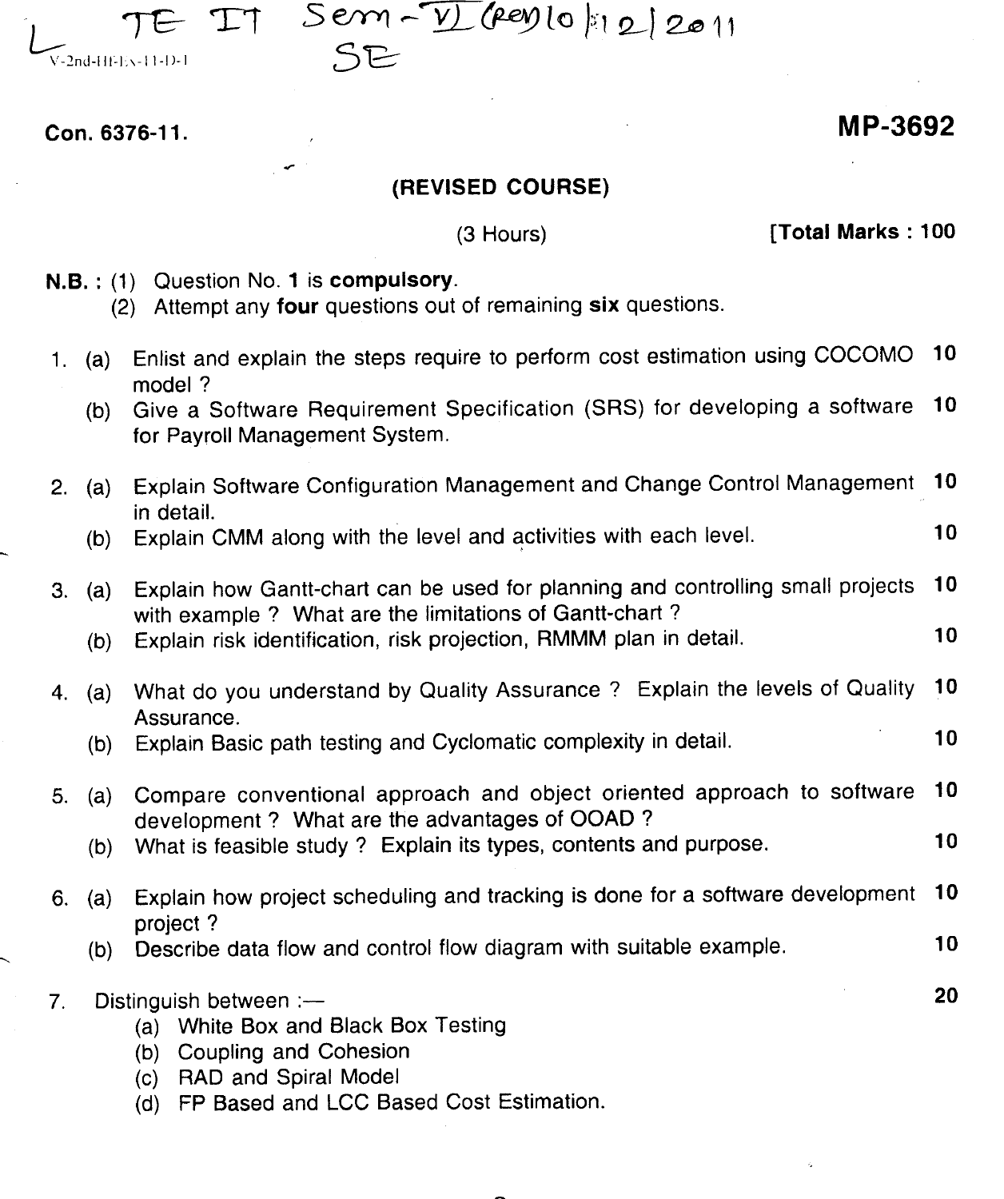TE IT Sem-VI (Rev) 10/12/2011
SE

V-2nd-HF-Ex-11-D-1

**Con. 6376-11.** **MP-3692**

**(REVISED COURSE)**

(3 Hours) **[Total Marks : 100**

**N.B. :** (1) Question No. **1** is **compulsory**.
(2) Attempt any **four** questions out of remaining **six** questions.

1. (a) Enlist and explain the steps require to perform cost estimation using COCOMO model ? **10**
   (b) Give a Software Requirement Specification (SRS) for developing a software for Payroll Management System. **10**

2. (a) Explain Software Configuration Management and Change Control Management in detail. **10**
   (b) Explain CMM along with the level and activities with each level. **10**

3. (a) Explain how Gantt-chart can be used for planning and controlling small projects with example ? What are the limitations of Gantt-chart ? **10**
   (b) Explain risk identification, risk projection, RMMM plan in detail. **10**

4. (a) What do you understand by Quality Assurance ? Explain the levels of Quality Assurance. **10**
   (b) Explain Basic path testing and Cyclomatic complexity in detail. **10**

5. (a) Compare conventional approach and object oriented approach to software development ? What are the advantages of OOAD ? **10**
   (b) What is feasible study ? Explain its types, contents and purpose. **10**

6. (a) Explain how project scheduling and tracking is done for a software development project ? **10**
   (b) Describe data flow and control flow diagram with suitable example. **10**

7. Distinguish between :— **20**
   (a) White Box and Black Box Testing
   (b) Coupling and Cohesion
   (c) RAD and Spiral Model
   (d) FP Based and LCC Based Cost Estimation.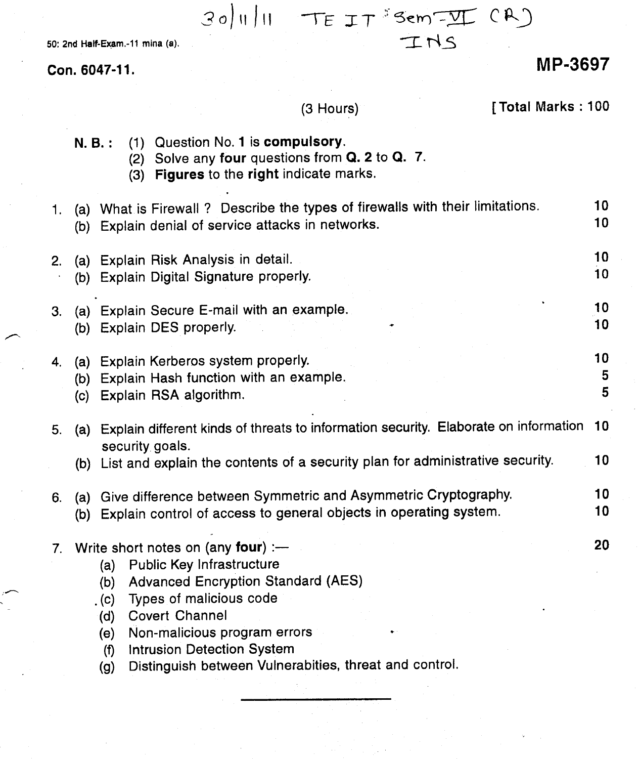30/11/11 TE IT Sem-VI (R)
INS

50: 2nd Half-Exam.-11 mina (a).

**Con. 6047-11.** **MP-3697**

(3 Hours) **[ Total Marks : 100**

**N. B. :** (1) Question No. **1** is **compulsory**.
(2) Solve any **four** questions from **Q. 2** to **Q. 7**.
(3) **Figures** to the **right** indicate marks.

1. (a) What is Firewall ? Describe the types of firewalls with their limitations. — 10
   (b) Explain denial of service attacks in networks. — 10

2. (a) Explain Risk Analysis in detail. — 10
   (b) Explain Digital Signature properly. — 10

3. (a) Explain Secure E-mail with an example. — 10
   (b) Explain DES properly. — 10

4. (a) Explain Kerberos system properly. — 10
   (b) Explain Hash function with an example. — 5
   (c) Explain RSA algorithm. — 5

5. (a) Explain different kinds of threats to information security. Elaborate on information security goals. — 10
   (b) List and explain the contents of a security plan for administrative security. — 10

6. (a) Give difference between Symmetric and Asymmetric Cryptography. — 10
   (b) Explain control of access to general objects in operating system. — 10

7. Write short notes on (any **four**) :— — 20
   (a) Public Key Infrastructure
   (b) Advanced Encryption Standard (AES)
   (c) Types of malicious code
   (d) Covert Channel
   (e) Non-malicious program errors
   (f) Intrusion Detection System
   (g) Distinguish between Vulnerabities, threat and control.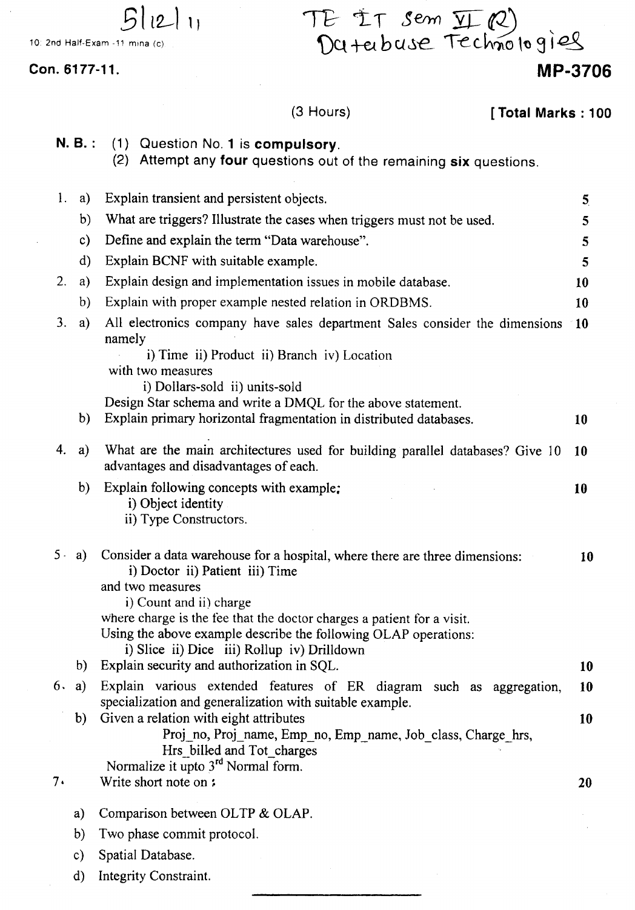5|12|11

10: 2nd Half-Exam -11 mina (c)

TE IT Sem VI (R)
Database Technologies

**Con. 6177-11.**

**MP-3706**

(3 Hours)

**[ Total Marks : 100**

**N. B. :** (1) Question No. **1** is **compulsory**.
(2) Attempt any **four** questions out of the remaining **six** questions.

1. a) Explain transient and persistent objects. — 5
   b) What are triggers? Illustrate the cases when triggers must not be used. — 5
   c) Define and explain the term "Data warehouse". — 5
   d) Explain BCNF with suitable example. — 5

2. a) Explain design and implementation issues in mobile database. — 10
   b) Explain with proper example nested relation in ORDBMS. — 10

3. a) All electronics company have sales department Sales consider the dimensions namely — 10
   i) Time ii) Product ii) Branch iv) Location
   with two measures
   i) Dollars-sold ii) units-sold
   Design Star schema and write a DMQL for the above statement.
   b) Explain primary horizontal fragmentation in distributed databases. — 10

4. a) What are the main architectures used for building parallel databases? Give 10 advantages and disadvantages of each. — 10
   b) Explain following concepts with example; — 10
   i) Object identity
   ii) Type Constructors.

5. a) Consider a data warehouse for a hospital, where there are three dimensions: — 10
   i) Doctor ii) Patient iii) Time
   and two measures
   i) Count and ii) charge
   where charge is the fee that the doctor charges a patient for a visit.
   Using the above example describe the following OLAP operations:
   i) Slice ii) Dice iii) Rollup iv) Drilldown
   b) Explain security and authorization in SQL. — 10

6. a) Explain various extended features of ER diagram such as aggregation, specialization and generalization with suitable example. — 10
   b) Given a relation with eight attributes — 10
   Proj_no, Proj_name, Emp_no, Emp_name, Job_class, Charge_hrs, Hrs_billed and Tot_charges
   Normalize it upto 3rd Normal form.

7. Write short note on : — 20
   a) Comparison between OLTP & OLAP.
   b) Two phase commit protocol.
   c) Spatial Database.
   d) Integrity Constraint.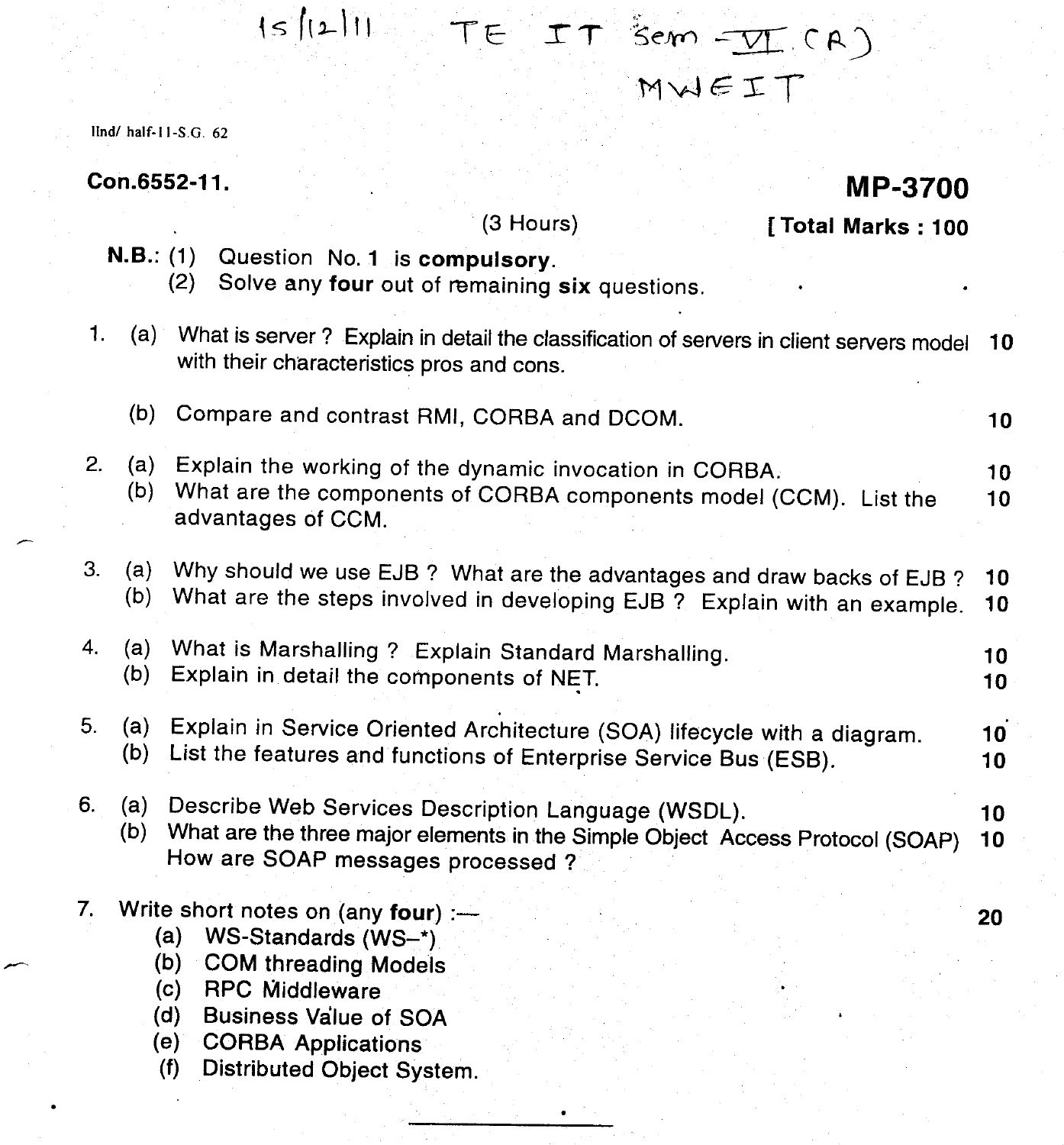15/12/11 TE IT Sem - VI (R)
MWEIT

IInd/ half-11-S.G. 62

**Con.6552-11.** **MP-3700**

(3 Hours) **[ Total Marks : 100**

**N.B.:** (1) Question No. 1 is **compulsory**.
(2) Solve any **four** out of remaining **six** questions.

1. (a) What is server ? Explain in detail the classification of servers in client servers model with their characteristics pros and cons. **10**
   (b) Compare and contrast RMI, CORBA and DCOM. **10**

2. (a) Explain the working of the dynamic invocation in CORBA. **10**
   (b) What are the components of CORBA components model (CCM). List the advantages of CCM. **10**

3. (a) Why should we use EJB ? What are the advantages and draw backs of EJB ? **10**
   (b) What are the steps involved in developing EJB ? Explain with an example. **10**

4. (a) What is Marshalling ? Explain Standard Marshalling. **10**
   (b) Explain in detail the components of NET. **10**

5. (a) Explain in Service Oriented Architecture (SOA) lifecycle with a diagram. **10**
   (b) List the features and functions of Enterprise Service Bus (ESB). **10**

6. (a) Describe Web Services Description Language (WSDL). **10**
   (b) What are the three major elements in the Simple Object Access Protocol (SOAP) How are SOAP messages processed ? **10**

7. Write short notes on (any **four**) :— **20**
   (a) WS-Standards (WS-*)
   (b) COM threading Models
   (c) RPC Middleware
   (d) Business Value of SOA
   (e) CORBA Applications
   (f) Distributed Object System.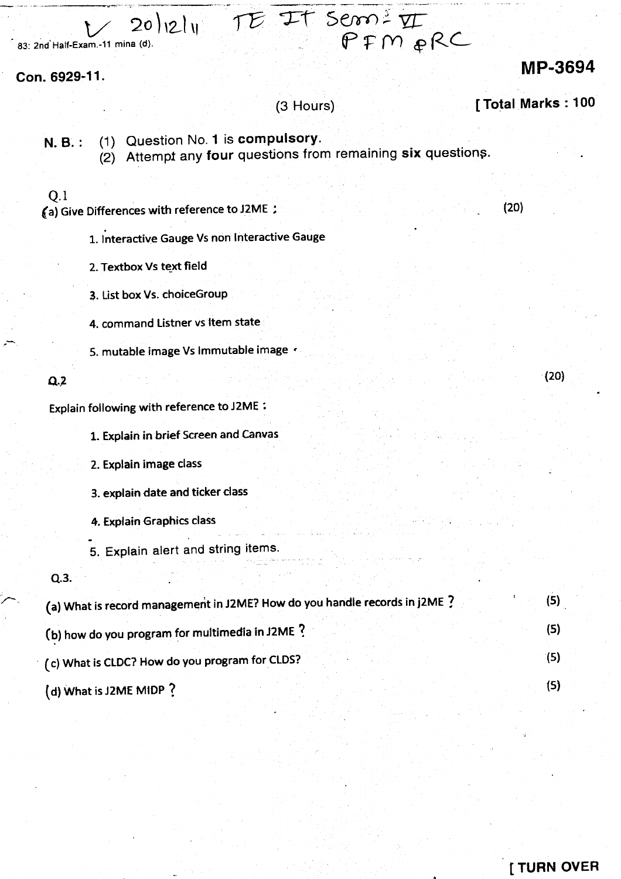✓ 20/12/11 TE IT Sem - VI PFM & RC

83: 2nd Half-Exam.-11 mina (d).

**Con. 6929-11.**

**MP-3694**

(3 Hours)

**[ Total Marks : 100**

**N. B. :** (1) Question No. **1** is **compulsory**.
(2) Attempt any **four** questions from remaining **six** questions.

Q.1

(a) Give Differences with reference to J2ME : (20)

1. Interactive Gauge Vs non Interactive Gauge
2. Textbox Vs text field
3. List box Vs. choiceGroup
4. command Listner vs Item state
5. mutable image Vs Immutable image

Q.2 (20)

Explain following with reference to J2ME :

1. Explain in brief Screen and Canvas
2. Explain image class
3. explain date and ticker class
4. Explain Graphics class
5. Explain alert and string items.

Q.3.

(a) What is record management in J2ME? How do you handle records in j2ME ? (5)

(b) how do you program for multimedia in J2ME ? (5)

(c) What is CLDC? How do you program for CLDS? (5)

(d) What is J2ME MIDP ? (5)

**[ TURN OVER**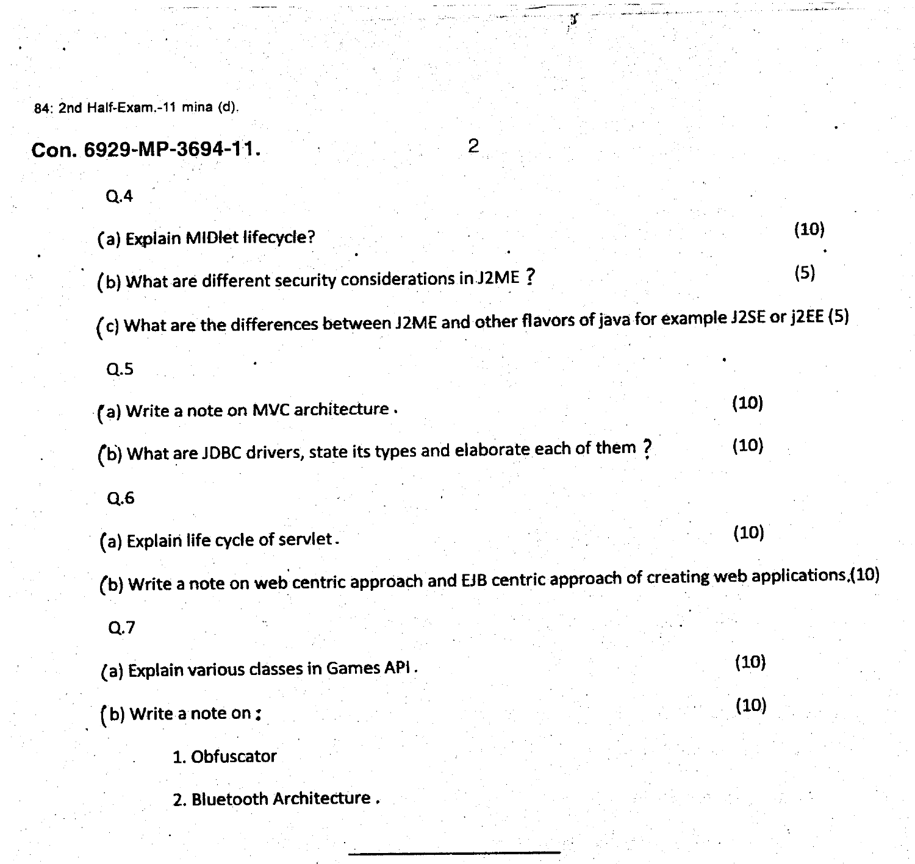84: 2nd Half-Exam.-11 mina (d).

**Con. 6929-MP-3694-11.**

Q.4

(a) Explain MIDlet lifecycle? (10)

(b) What are different security considerations in J2ME ? (5)

(c) What are the differences between J2ME and other flavors of java for example J2SE or j2EE (5)

Q.5

(a) Write a note on MVC architecture. (10)

(b) What are JDBC drivers, state its types and elaborate each of them ? (10)

Q.6

(a) Explain life cycle of servlet. (10)

(b) Write a note on web centric approach and EJB centric approach of creating web applications.(10)

Q.7

(a) Explain various classes in Games API. (10)

(b) Write a note on : (10)

1. Obfuscator
2. Bluetooth Architecture.